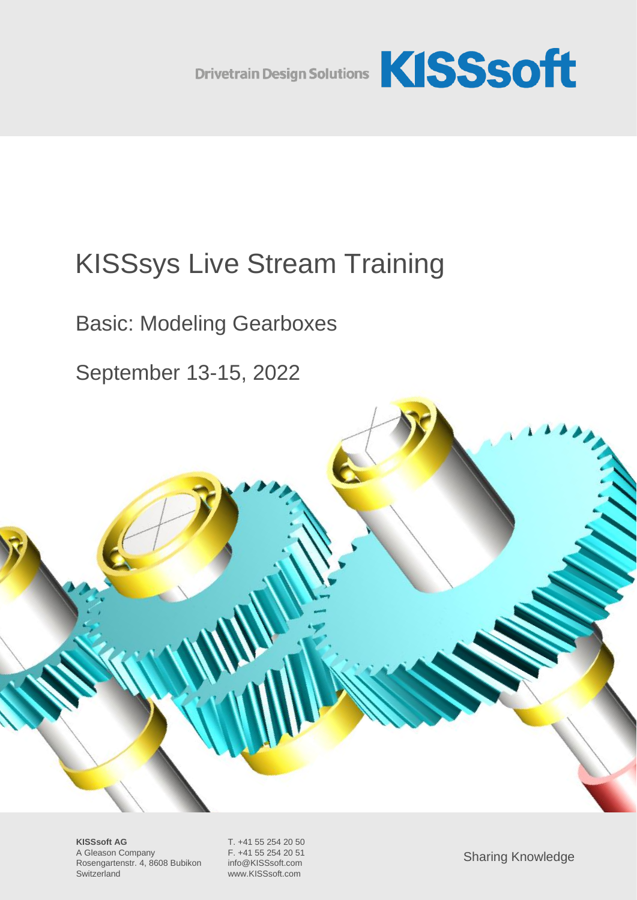Drivetrain Design Solutions **KISSsoft**

# KISSsys Live Stream Training

## Basic: Modeling Gearboxes

## September 13-15, 2022

**KISSsoft AG**
A Gleason Company
Rosengartenstr. 4, 8608 Bubikon
Switzerland

T. +41 55 254 20 50
F. +41 55 254 20 51
info@KISSsoft.com
www.KISSsoft.com

Sharing Knowledge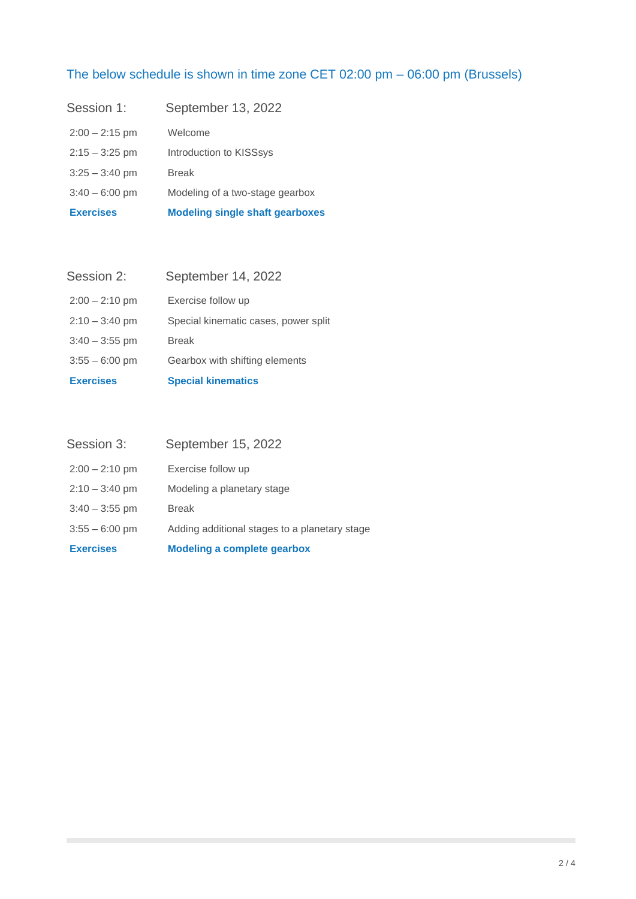The below schedule is shown in time zone CET 02:00 pm – 06:00 pm (Brussels)

| Session 1: | September 13, 2022 |
|---|---|
| 2:00 – 2:15 pm | Welcome |
| 2:15 – 3:25 pm | Introduction to KISSsys |
| 3:25 – 3:40 pm | Break |
| 3:40 – 6:00 pm | Modeling of a two-stage gearbox |
| **Exercises** | **Modeling single shaft gearboxes** |

| Session 2: | September 14, 2022 |
|---|---|
| 2:00 – 2:10 pm | Exercise follow up |
| 2:10 – 3:40 pm | Special kinematic cases, power split |
| 3:40 – 3:55 pm | Break |
| 3:55 – 6:00 pm | Gearbox with shifting elements |
| **Exercises** | **Special kinematics** |

| Session 3: | September 15, 2022 |
|---|---|
| 2:00 – 2:10 pm | Exercise follow up |
| 2:10 – 3:40 pm | Modeling a planetary stage |
| 3:40 – 3:55 pm | Break |
| 3:55 – 6:00 pm | Adding additional stages to a planetary stage |
| **Exercises** | **Modeling a complete gearbox** |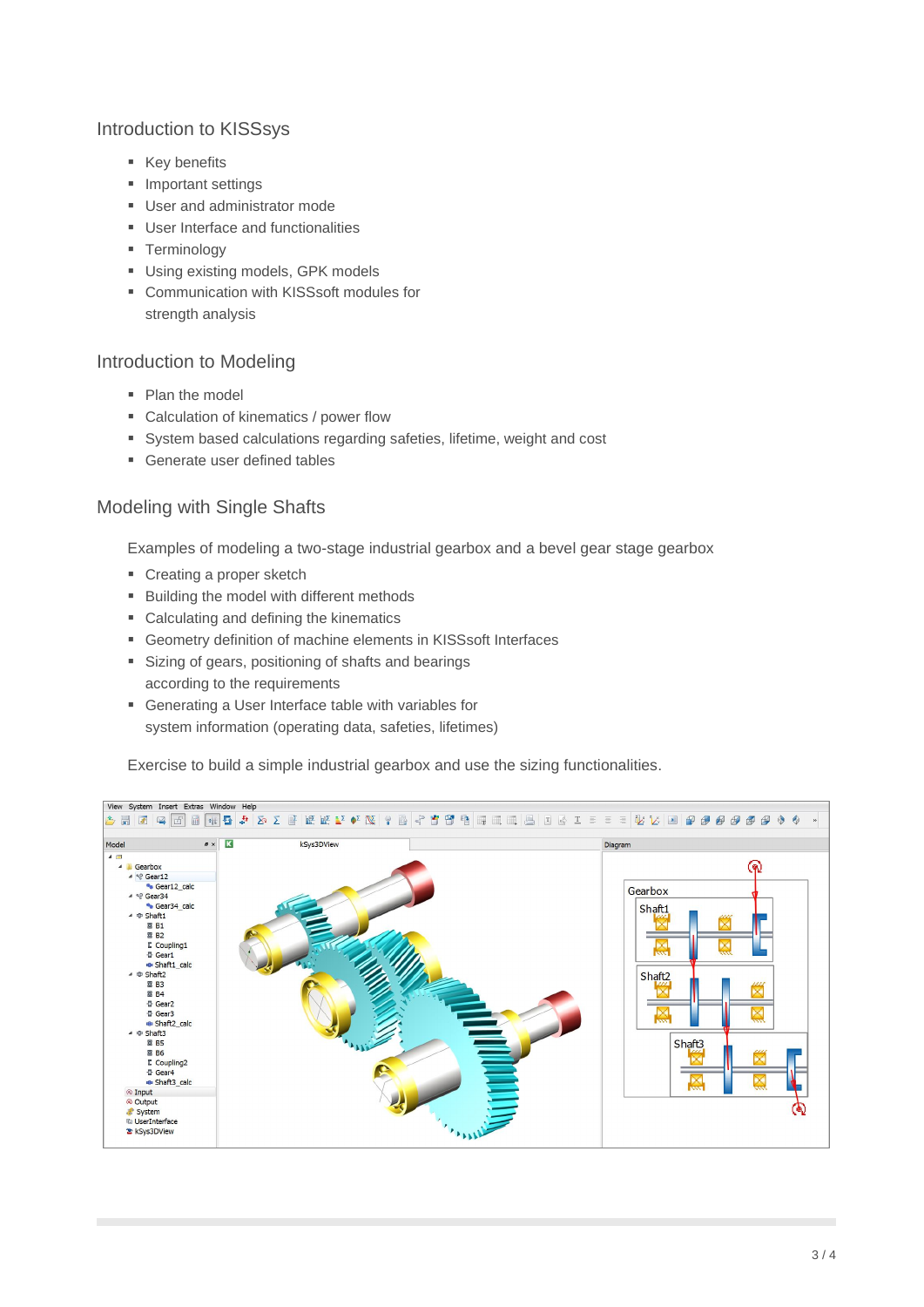## Introduction to KISSsys

- Key benefits
- Important settings
- User and administrator mode
- User Interface and functionalities
- Terminology
- Using existing models, GPK models
- Communication with KISSsoft modules for strength analysis

## Introduction to Modeling

- Plan the model
- Calculation of kinematics / power flow
- System based calculations regarding safeties, lifetime, weight and cost
- Generate user defined tables

## Modeling with Single Shafts

Examples of modeling a two-stage industrial gearbox and a bevel gear stage gearbox

- Creating a proper sketch
- Building the model with different methods
- Calculating and defining the kinematics
- Geometry definition of machine elements in KISSsoft Interfaces
- Sizing of gears, positioning of shafts and bearings according to the requirements
- Generating a User Interface table with variables for system information (operating data, safeties, lifetimes)

Exercise to build a simple industrial gearbox and use the sizing functionalities.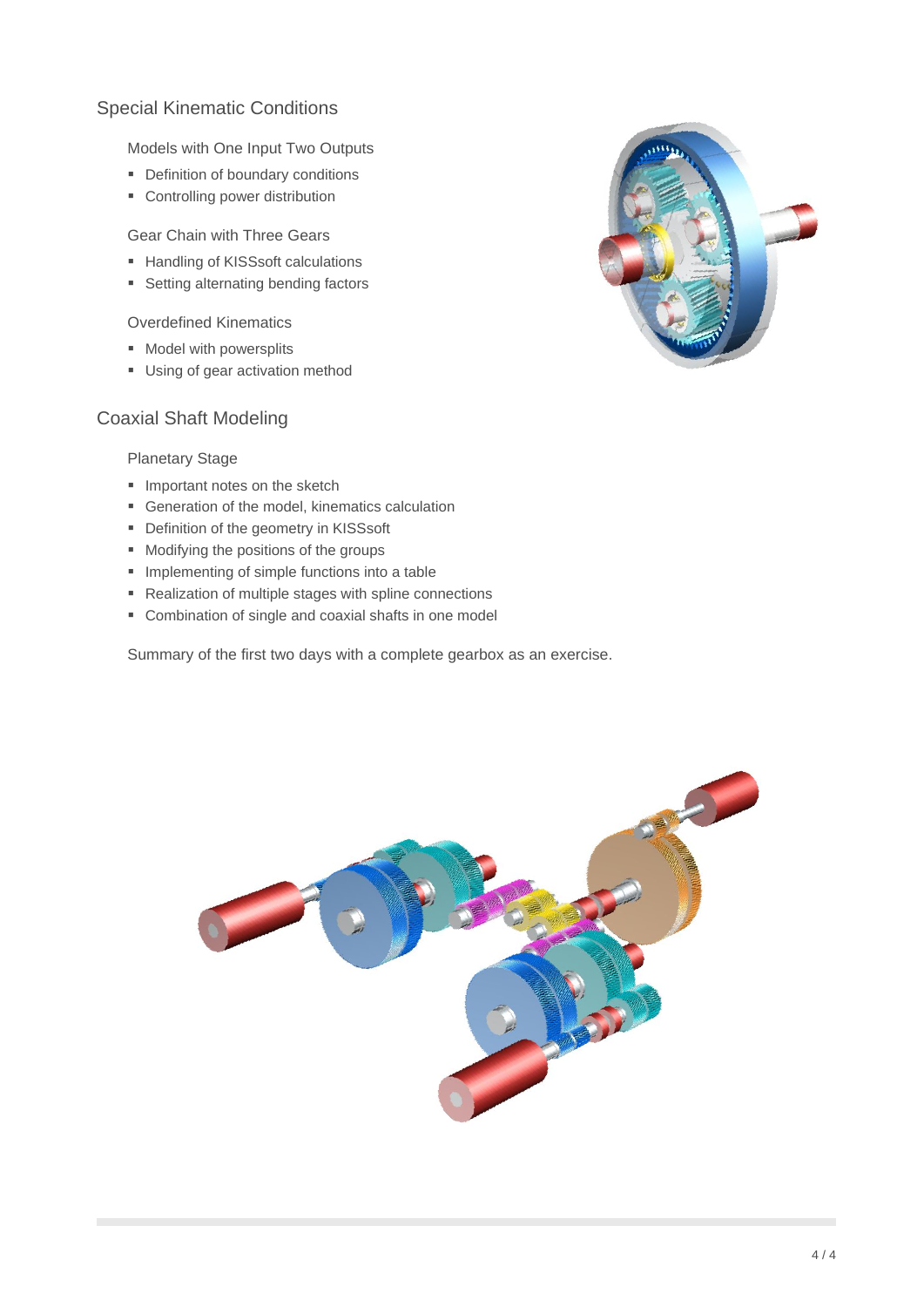## Special Kinematic Conditions

### Models with One Input Two Outputs

- Definition of boundary conditions
- Controlling power distribution

### Gear Chain with Three Gears

- Handling of KISSsoft calculations
- Setting alternating bending factors

### Overdefined Kinematics

- Model with powersplits
- Using of gear activation method

## Coaxial Shaft Modeling

### Planetary Stage

- Important notes on the sketch
- Generation of the model, kinematics calculation
- Definition of the geometry in KISSsoft
- Modifying the positions of the groups
- Implementing of simple functions into a table
- Realization of multiple stages with spline connections
- Combination of single and coaxial shafts in one model

Summary of the first two days with a complete gearbox as an exercise.